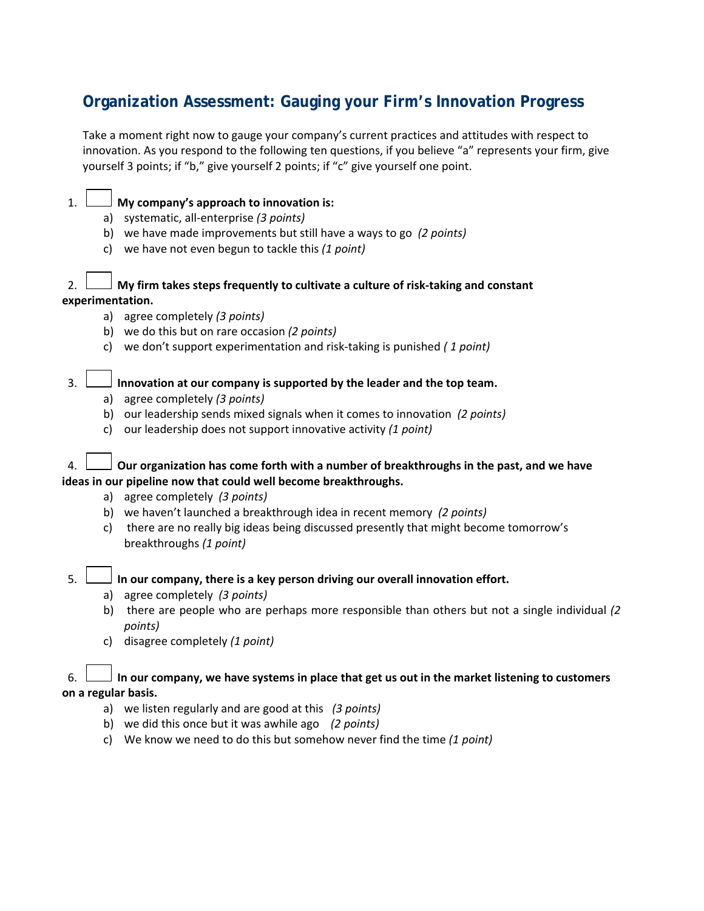## Organization Assessment: Gauging your Firm's Innovation Progress

Take a moment right now to gauge your company's current practices and attitudes with respect to innovation. As you respond to the following ten questions, if you believe "a" represents your firm, give yourself 3 points; if "b," give yourself 2 points; if "c" give yourself one point.

1. ☐ **My company's approach to innovation is:**
   a) systematic, all-enterprise *(3 points)*
   b) we have made improvements but still have a ways to go *(2 points)*
   c) we have not even begun to tackle this *(1 point)*

2. ☐ **My firm takes steps frequently to cultivate a culture of risk-taking and constant experimentation.**
   a) agree completely *(3 points)*
   b) we do this but on rare occasion *(2 points)*
   c) we don't support experimentation and risk-taking is punished *( 1 point)*

3. ☐ **Innovation at our company is supported by the leader and the top team.**
   a) agree completely *(3 points)*
   b) our leadership sends mixed signals when it comes to innovation *(2 points)*
   c) our leadership does not support innovative activity *(1 point)*

4. ☐ **Our organization has come forth with a number of breakthroughs in the past, and we have ideas in our pipeline now that could well become breakthroughs.**
   a) agree completely *(3 points)*
   b) we haven't launched a breakthrough idea in recent memory *(2 points)*
   c) there are no really big ideas being discussed presently that might become tomorrow's breakthroughs *(1 point)*

5. ☐ **In our company, there is a key person driving our overall innovation effort.**
   a) agree completely *(3 points)*
   b) there are people who are perhaps more responsible than others but not a single individual *(2 points)*
   c) disagree completely *(1 point)*

6. ☐ **In our company, we have systems in place that get us out in the market listening to customers on a regular basis.**
   a) we listen regularly and are good at this *(3 points)*
   b) we did this once but it was awhile ago *(2 points)*
   c) We know we need to do this but somehow never find the time *(1 point)*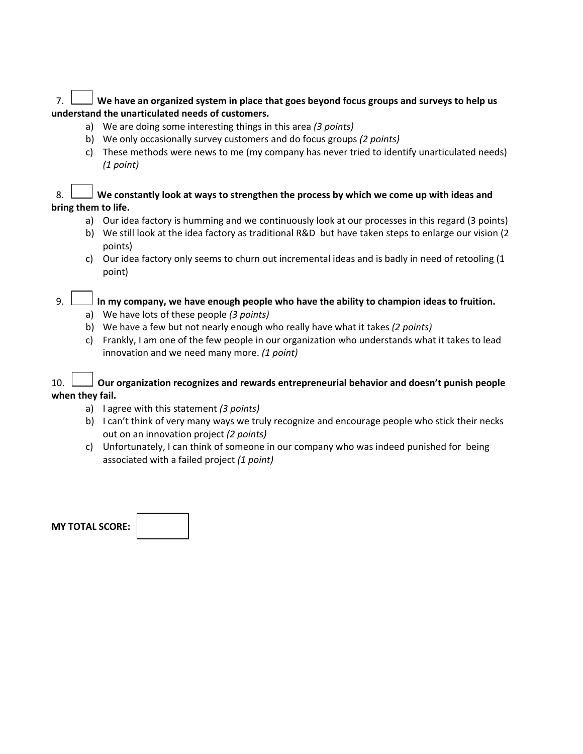7. ☐ **We have an organized system in place that goes beyond focus groups and surveys to help us understand the unarticulated needs of customers.**
   a) We are doing some interesting things in this area *(3 points)*
   b) We only occasionally survey customers and do focus groups *(2 points)*
   c) These methods were news to me (my company has never tried to identify unarticulated needs) *(1 point)*

8. ☐ **We constantly look at ways to strengthen the process by which we come up with ideas and bring them to life.**
   a) Our idea factory is humming and we continuously look at our processes in this regard (3 points)
   b) We still look at the idea factory as traditional R&D but have taken steps to enlarge our vision (2 points)
   c) Our idea factory only seems to churn out incremental ideas and is badly in need of retooling (1 point)

9. ☐ **In my company, we have enough people who have the ability to champion ideas to fruition.**
   a) We have lots of these people *(3 points)*
   b) We have a few but not nearly enough who really have what it takes *(2 points)*
   c) Frankly, I am one of the few people in our organization who understands what it takes to lead innovation and we need many more. *(1 point)*

10. ☐ **Our organization recognizes and rewards entrepreneurial behavior and doesn't punish people when they fail.**
   a) I agree with this statement *(3 points)*
   b) I can't think of very many ways we truly recognize and encourage people who stick their necks out on an innovation project *(2 points)*
   c) Unfortunately, I can think of someone in our company who was indeed punished for being associated with a failed project *(1 point)*

**MY TOTAL SCORE:** ☐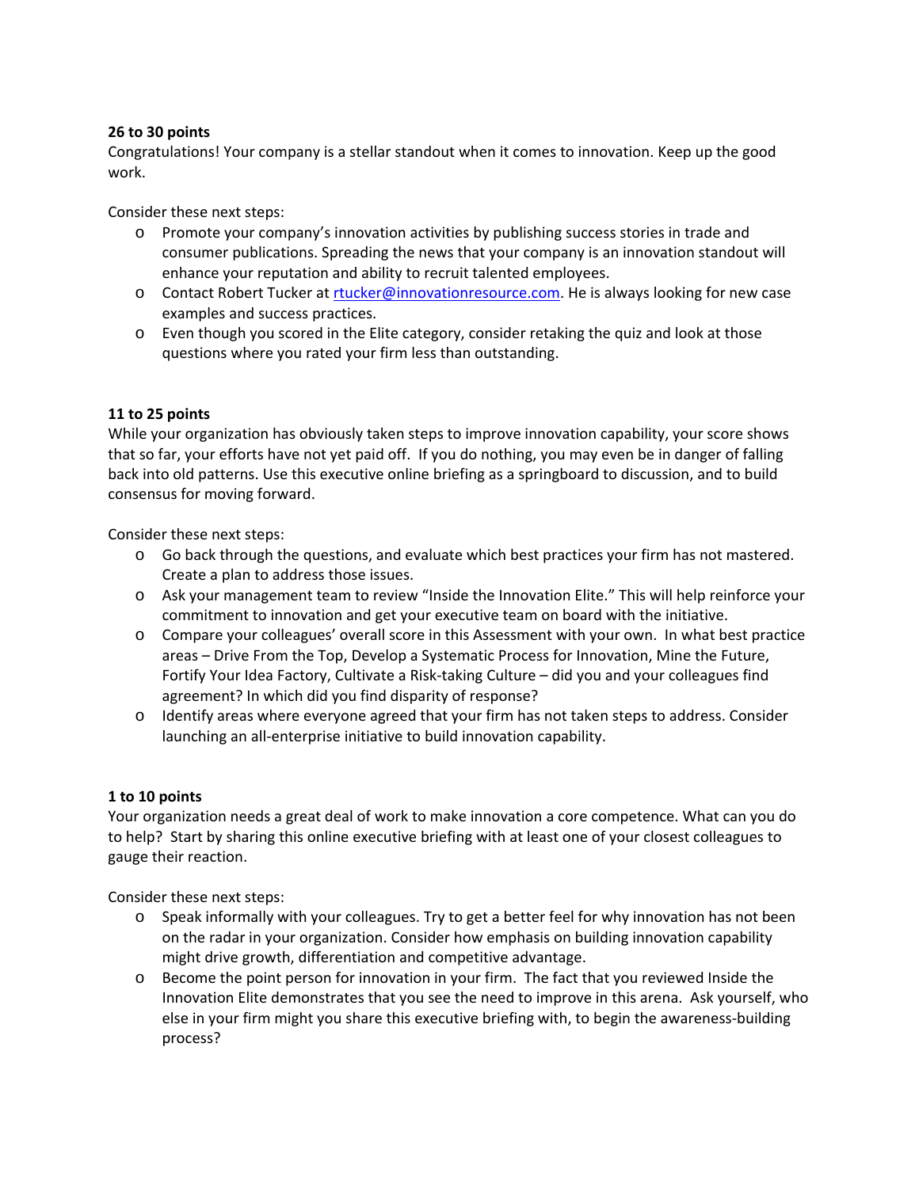**26 to 30 points**

Congratulations! Your company is a stellar standout when it comes to innovation. Keep up the good work.

Consider these next steps:

- Promote your company's innovation activities by publishing success stories in trade and consumer publications. Spreading the news that your company is an innovation standout will enhance your reputation and ability to recruit talented employees.
- Contact Robert Tucker at rtucker@innovationresource.com. He is always looking for new case examples and success practices.
- Even though you scored in the Elite category, consider retaking the quiz and look at those questions where you rated your firm less than outstanding.

**11 to 25 points**

While your organization has obviously taken steps to improve innovation capability, your score shows that so far, your efforts have not yet paid off. If you do nothing, you may even be in danger of falling back into old patterns. Use this executive online briefing as a springboard to discussion, and to build consensus for moving forward.

Consider these next steps:

- Go back through the questions, and evaluate which best practices your firm has not mastered. Create a plan to address those issues.
- Ask your management team to review "Inside the Innovation Elite." This will help reinforce your commitment to innovation and get your executive team on board with the initiative.
- Compare your colleagues' overall score in this Assessment with your own. In what best practice areas – Drive From the Top, Develop a Systematic Process for Innovation, Mine the Future, Fortify Your Idea Factory, Cultivate a Risk-taking Culture – did you and your colleagues find agreement? In which did you find disparity of response?
- Identify areas where everyone agreed that your firm has not taken steps to address. Consider launching an all-enterprise initiative to build innovation capability.

**1 to 10 points**

Your organization needs a great deal of work to make innovation a core competence. What can you do to help? Start by sharing this online executive briefing with at least one of your closest colleagues to gauge their reaction.

Consider these next steps:

- Speak informally with your colleagues. Try to get a better feel for why innovation has not been on the radar in your organization. Consider how emphasis on building innovation capability might drive growth, differentiation and competitive advantage.
- Become the point person for innovation in your firm. The fact that you reviewed Inside the Innovation Elite demonstrates that you see the need to improve in this arena. Ask yourself, who else in your firm might you share this executive briefing with, to begin the awareness-building process?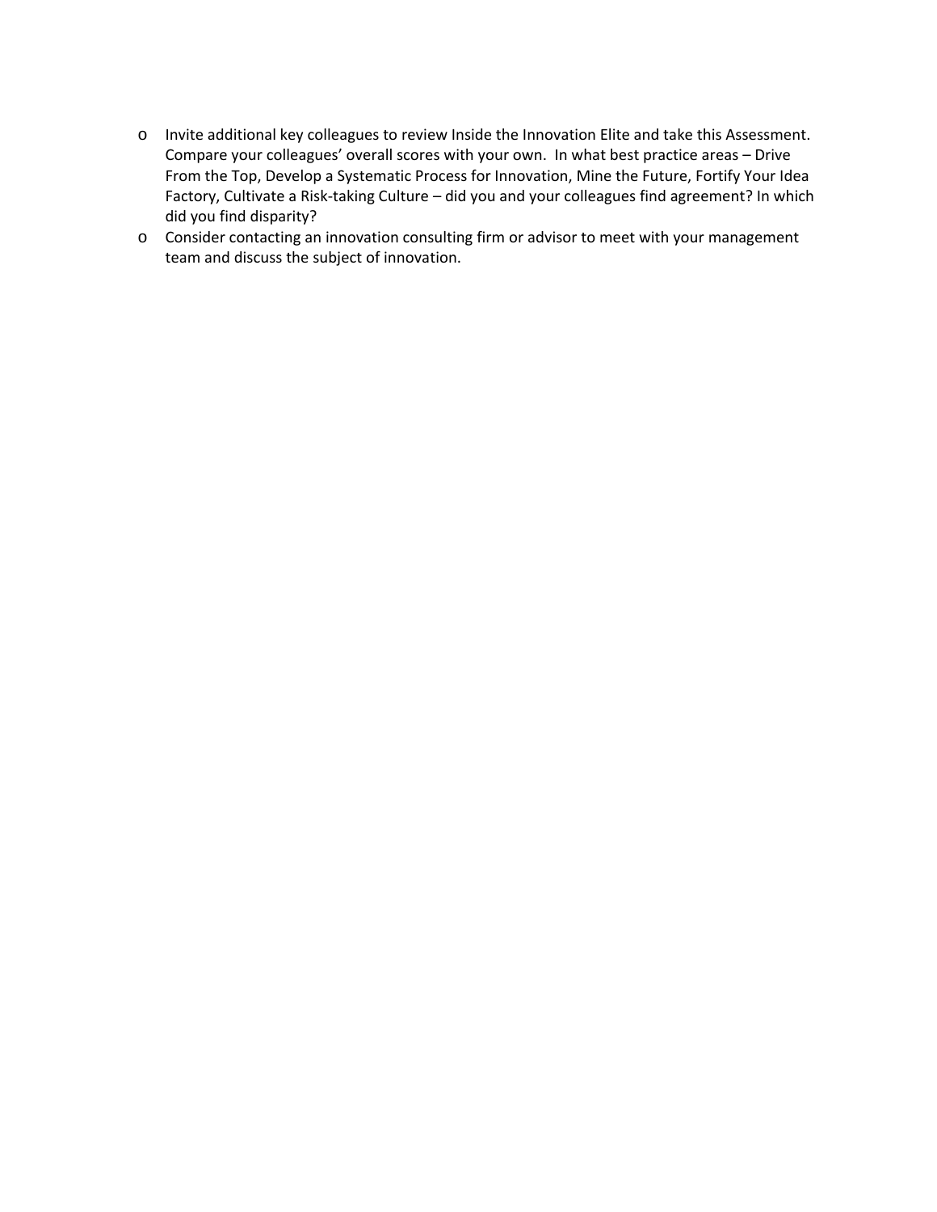- Invite additional key colleagues to review Inside the Innovation Elite and take this Assessment. Compare your colleagues' overall scores with your own. In what best practice areas – Drive From the Top, Develop a Systematic Process for Innovation, Mine the Future, Fortify Your Idea Factory, Cultivate a Risk-taking Culture – did you and your colleagues find agreement? In which did you find disparity?
- Consider contacting an innovation consulting firm or advisor to meet with your management team and discuss the subject of innovation.